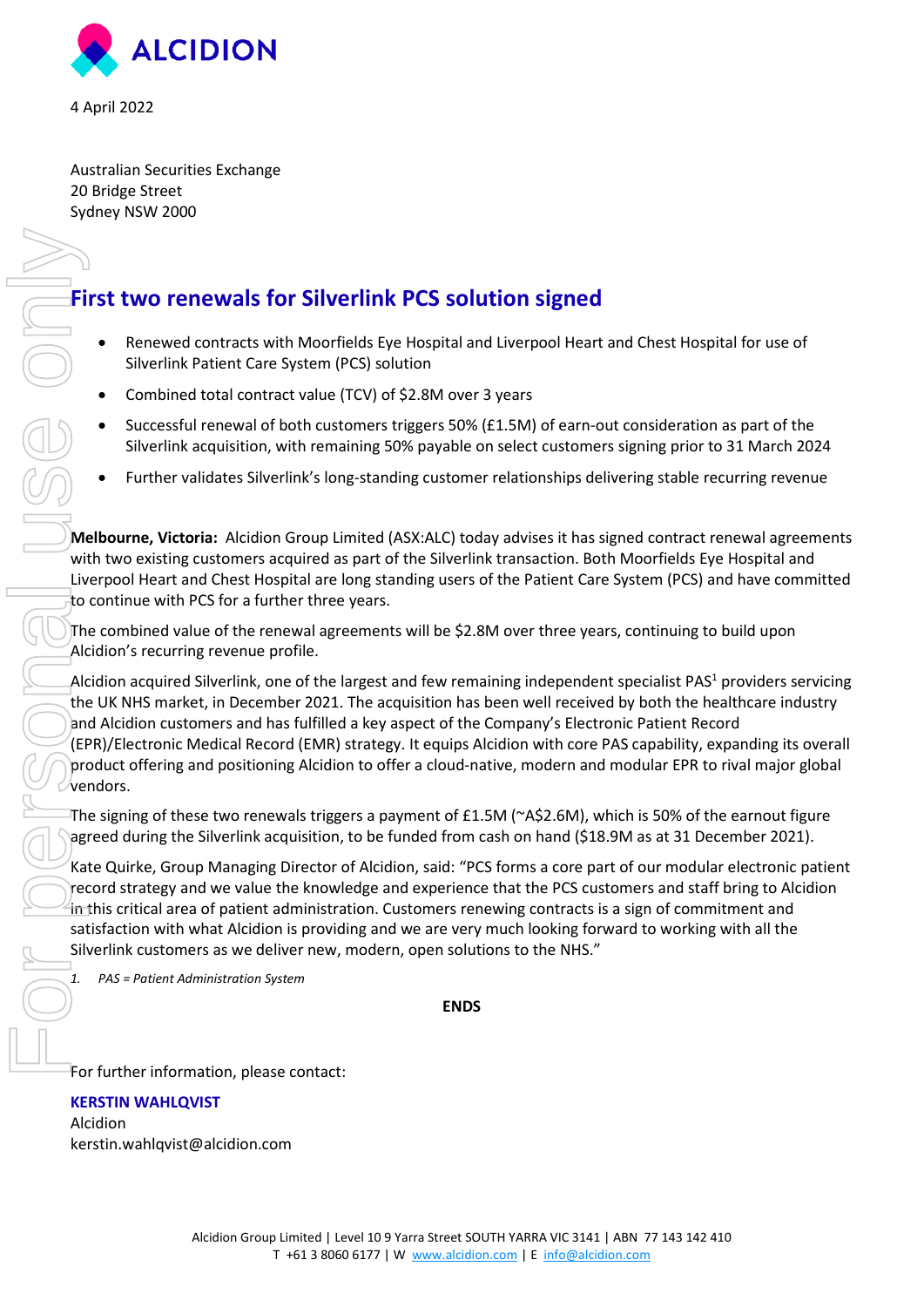4 April 2022

Australian Securities Exchange
20 Bridge Street
Sydney NSW 2000

# First two renewals for Silverlink PCS solution signed

- Renewed contracts with Moorfields Eye Hospital and Liverpool Heart and Chest Hospital for use of Silverlink Patient Care System (PCS) solution
- Combined total contract value (TCV) of $2.8M over 3 years
- Successful renewal of both customers triggers 50% (£1.5M) of earn-out consideration as part of the Silverlink acquisition, with remaining 50% payable on select customers signing prior to 31 March 2024
- Further validates Silverlink's long-standing customer relationships delivering stable recurring revenue

**Melbourne, Victoria:** Alcidion Group Limited (ASX:ALC) today advises it has signed contract renewal agreements with two existing customers acquired as part of the Silverlink transaction. Both Moorfields Eye Hospital and Liverpool Heart and Chest Hospital are long standing users of the Patient Care System (PCS) and have committed to continue with PCS for a further three years.

The combined value of the renewal agreements will be $2.8M over three years, continuing to build upon Alcidion's recurring revenue profile.

Alcidion acquired Silverlink, one of the largest and few remaining independent specialist PAS[1] providers servicing the UK NHS market, in December 2021. The acquisition has been well received by both the healthcare industry and Alcidion customers and has fulfilled a key aspect of the Company's Electronic Patient Record (EPR)/Electronic Medical Record (EMR) strategy. It equips Alcidion with core PAS capability, expanding its overall product offering and positioning Alcidion to offer a cloud-native, modern and modular EPR to rival major global vendors.

The signing of these two renewals triggers a payment of £1.5M (~A$2.6M), which is 50% of the earnout figure agreed during the Silverlink acquisition, to be funded from cash on hand ($18.9M as at 31 December 2021).

Kate Quirke, Group Managing Director of Alcidion, said: "PCS forms a core part of our modular electronic patient record strategy and we value the knowledge and experience that the PCS customers and staff bring to Alcidion in this critical area of patient administration. Customers renewing contracts is a sign of commitment and satisfaction with what Alcidion is providing and we are very much looking forward to working with all the Silverlink customers as we deliver new, modern, open solutions to the NHS."

1. *PAS = Patient Administration System*

**ENDS**

For further information, please contact:

**KERSTIN WAHLQVIST**
Alcidion
kerstin.wahlqvist@alcidion.com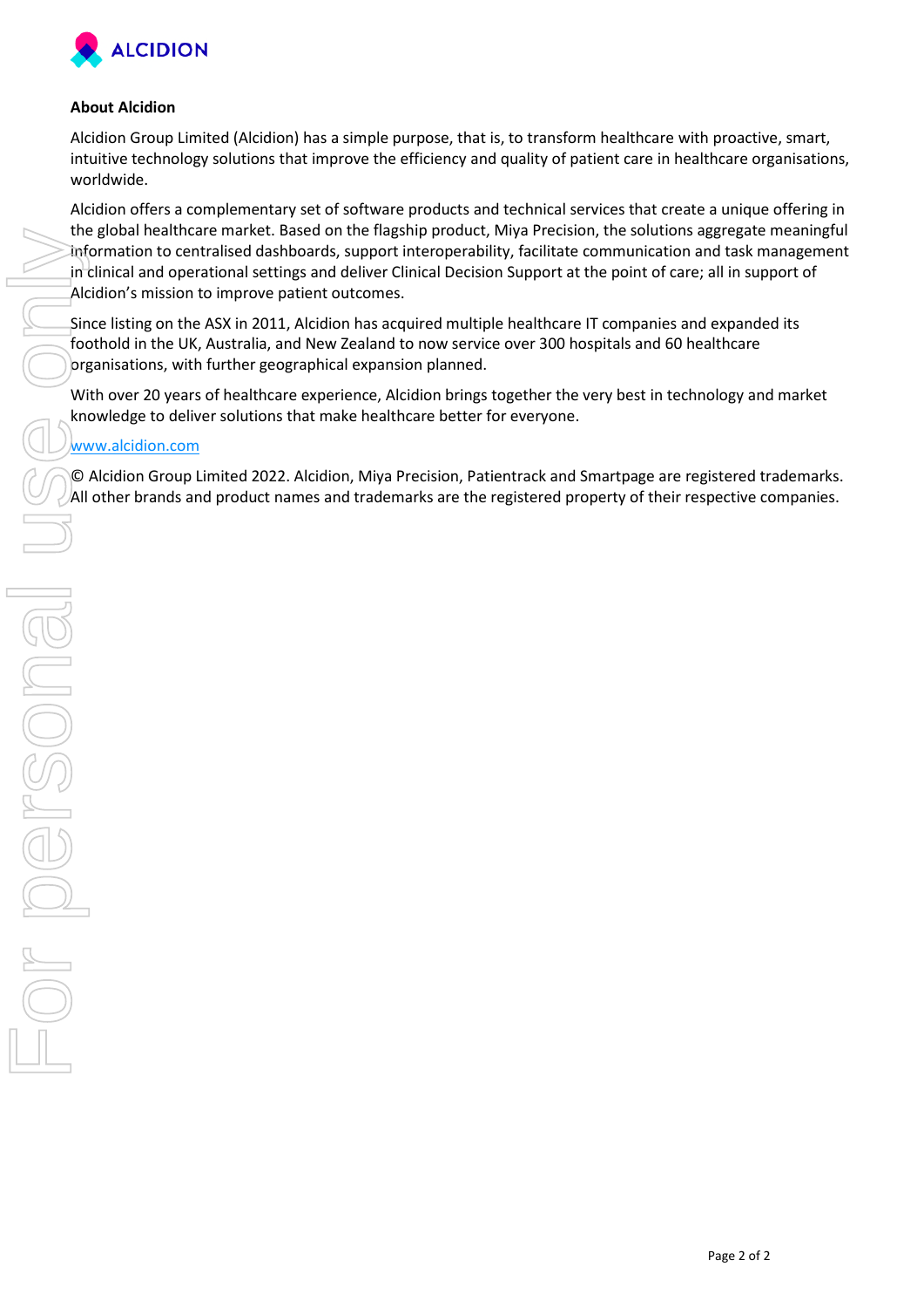## About Alcidion

Alcidion Group Limited (Alcidion) has a simple purpose, that is, to transform healthcare with proactive, smart, intuitive technology solutions that improve the efficiency and quality of patient care in healthcare organisations, worldwide.

Alcidion offers a complementary set of software products and technical services that create a unique offering in the global healthcare market. Based on the flagship product, Miya Precision, the solutions aggregate meaningful information to centralised dashboards, support interoperability, facilitate communication and task management in clinical and operational settings and deliver Clinical Decision Support at the point of care; all in support of Alcidion's mission to improve patient outcomes.

Since listing on the ASX in 2011, Alcidion has acquired multiple healthcare IT companies and expanded its foothold in the UK, Australia, and New Zealand to now service over 300 hospitals and 60 healthcare organisations, with further geographical expansion planned.

With over 20 years of healthcare experience, Alcidion brings together the very best in technology and market knowledge to deliver solutions that make healthcare better for everyone.

www.alcidion.com

© Alcidion Group Limited 2022. Alcidion, Miya Precision, Patientrack and Smartpage are registered trademarks. All other brands and product names and trademarks are the registered property of their respective companies.